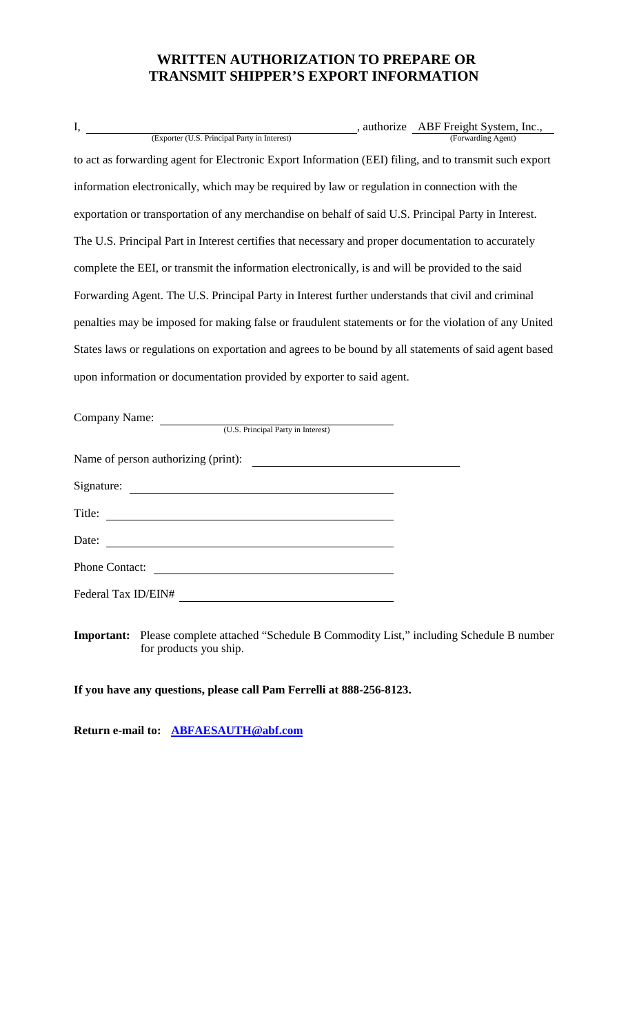# WRITTEN AUTHORIZATION TO PREPARE OR TRANSMIT SHIPPER'S EXPORT INFORMATION

I, ______________________________ (Exporter (U.S. Principal Party in Interest)), authorize ABF Freight System, Inc., (Forwarding Agent)

to act as forwarding agent for Electronic Export Information (EEI) filing, and to transmit such export information electronically, which may be required by law or regulation in connection with the exportation or transportation of any merchandise on behalf of said U.S. Principal Party in Interest. The U.S. Principal Part in Interest certifies that necessary and proper documentation to accurately complete the EEI, or transmit the information electronically, is and will be provided to the said Forwarding Agent. The U.S. Principal Party in Interest further understands that civil and criminal penalties may be imposed for making false or fraudulent statements or for the violation of any United States laws or regulations on exportation and agrees to be bound by all statements of said agent based upon information or documentation provided by exporter to said agent.

Company Name: ______________________________ (U.S. Principal Party in Interest)

Name of person authorizing (print): ______________________________

Signature: ______________________________

Title: ______________________________

Date: ______________________________

Phone Contact: ______________________________

Federal Tax ID/EIN# ______________________________

**Important:** Please complete attached "Schedule B Commodity List," including Schedule B number for products you ship.

**If you have any questions, please call Pam Ferrelli at 888-256-8123.**

**Return e-mail to: ABFAESAUTH@abf.com**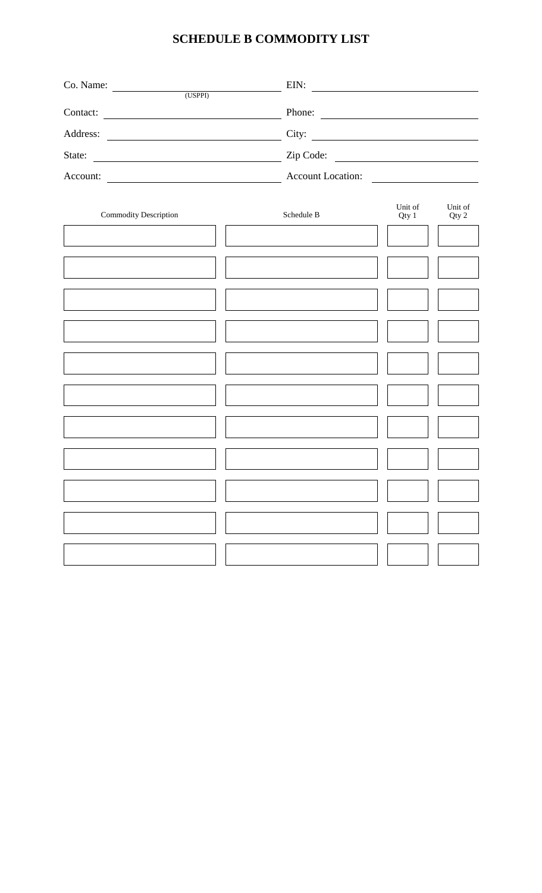# SCHEDULE B COMMODITY LIST

Co. Name: ____________________ (USPPI) EIN: ____________________

Contact: ____________________ Phone: ____________________

Address: ____________________ City: ____________________

State: ____________________ Zip Code: ____________________

Account: ____________________ Account Location: ____________________

| Commodity Description | Schedule B | Unit of Qty 1 | Unit of Qty 2 |
|---|---|---|---|
| | | | |
| | | | |
| | | | |
| | | | |
| | | | |
| | | | |
| | | | |
| | | | |
| | | | |
| | | | |
| | | | |